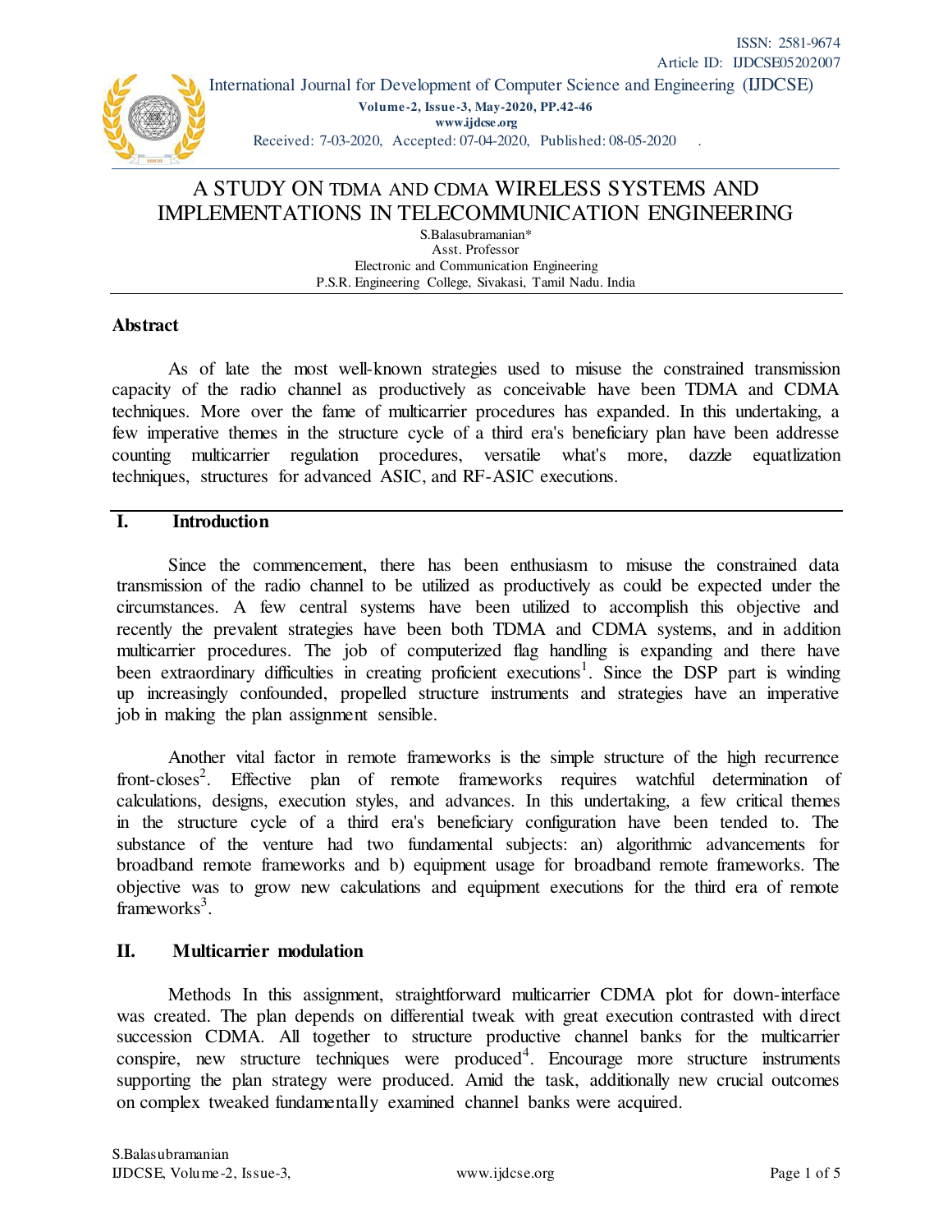# A STUDY ON TDMA AND CDMA WIRELESS SYSTEMS AND IMPLEMENTATIONS IN TELECOMMUNICATION ENGINEERING

S.Balasubramanian*
Asst. Professor
Electronic and Communication Engineering
P.S.R. Engineering College, Sivakasi, Tamil Nadu. India

## Abstract

As of late the most well-known strategies used to misuse the constrained transmission capacity of the radio channel as productively as conceivable have been TDMA and CDMA techniques. More over the fame of multicarrier procedures has expanded. In this undertaking, a few imperative themes in the structure cycle of a third era's beneficiary plan have been addresse counting multicarrier regulation procedures, versatile what's more, dazzle equatlization techniques, structures for advanced ASIC, and RF-ASIC executions.

## I. Introduction

Since the commencement, there has been enthusiasm to misuse the constrained data transmission of the radio channel to be utilized as productively as could be expected under the circumstances. A few central systems have been utilized to accomplish this objective and recently the prevalent strategies have been both TDMA and CDMA systems, and in addition multicarrier procedures. The job of computerized flag handling is expanding and there have been extraordinary difficulties in creating proficient executions[1]. Since the DSP part is winding up increasingly confounded, propelled structure instruments and strategies have an imperative job in making the plan assignment sensible.

Another vital factor in remote frameworks is the simple structure of the high recurrence front-closes[2]. Effective plan of remote frameworks requires watchful determination of calculations, designs, execution styles, and advances. In this undertaking, a few critical themes in the structure cycle of a third era's beneficiary configuration have been tended to. The substance of the venture had two fundamental subjects: an) algorithmic advancements for broadband remote frameworks and b) equipment usage for broadband remote frameworks. The objective was to grow new calculations and equipment executions for the third era of remote frameworks[3].

## II. Multicarrier modulation

Methods In this assignment, straightforward multicarrier CDMA plot for down-interface was created. The plan depends on differential tweak with great execution contrasted with direct succession CDMA. All together to structure productive channel banks for the multicarrier conspire, new structure techniques were produced[4]. Encourage more structure instruments supporting the plan strategy were produced. Amid the task, additionally new crucial outcomes on complex tweaked fundamentally examined channel banks were acquired.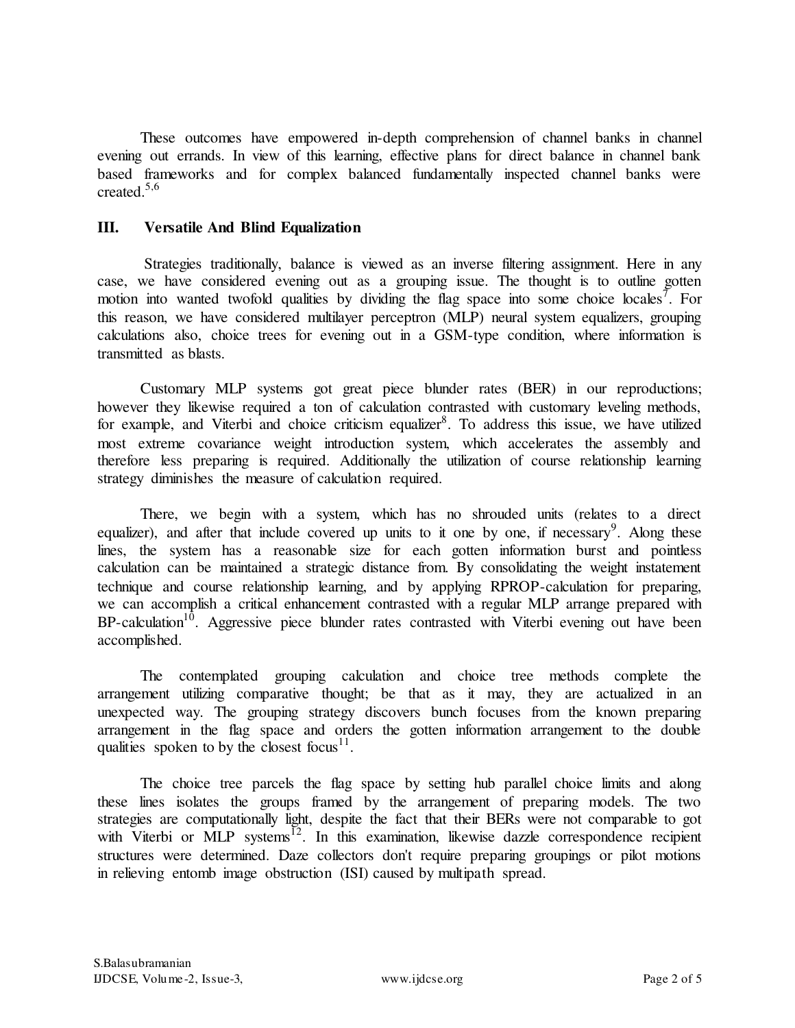These outcomes have empowered in-depth comprehension of channel banks in channel evening out errands. In view of this learning, effective plans for direct balance in channel bank based frameworks and for complex balanced fundamentally inspected channel banks were created.[5,6]

### III. Versatile And Blind Equalization

Strategies traditionally, balance is viewed as an inverse filtering assignment. Here in any case, we have considered evening out as a grouping issue. The thought is to outline gotten motion into wanted twofold qualities by dividing the flag space into some choice locales[7]. For this reason, we have considered multilayer perceptron (MLP) neural system equalizers, grouping calculations also, choice trees for evening out in a GSM-type condition, where information is transmitted as blasts.

Customary MLP systems got great piece blunder rates (BER) in our reproductions; however they likewise required a ton of calculation contrasted with customary leveling methods, for example, and Viterbi and choice criticism equalizer[8]. To address this issue, we have utilized most extreme covariance weight introduction system, which accelerates the assembly and therefore less preparing is required. Additionally the utilization of course relationship learning strategy diminishes the measure of calculation required.

There, we begin with a system, which has no shrouded units (relates to a direct equalizer), and after that include covered up units to it one by one, if necessary[9]. Along these lines, the system has a reasonable size for each gotten information burst and pointless calculation can be maintained a strategic distance from. By consolidating the weight instatement technique and course relationship learning, and by applying RPROP-calculation for preparing, we can accomplish a critical enhancement contrasted with a regular MLP arrange prepared with BP-calculation[10]. Aggressive piece blunder rates contrasted with Viterbi evening out have been accomplished.

The contemplated grouping calculation and choice tree methods complete the arrangement utilizing comparative thought; be that as it may, they are actualized in an unexpected way. The grouping strategy discovers bunch focuses from the known preparing arrangement in the flag space and orders the gotten information arrangement to the double qualities spoken to by the closest focus[11].

The choice tree parcels the flag space by setting hub parallel choice limits and along these lines isolates the groups framed by the arrangement of preparing models. The two strategies are computationally light, despite the fact that their BERs were not comparable to got with Viterbi or MLP systems[12]. In this examination, likewise dazzle correspondence recipient structures were determined. Daze collectors don't require preparing groupings or pilot motions in relieving entomb image obstruction (ISI) caused by multipath spread.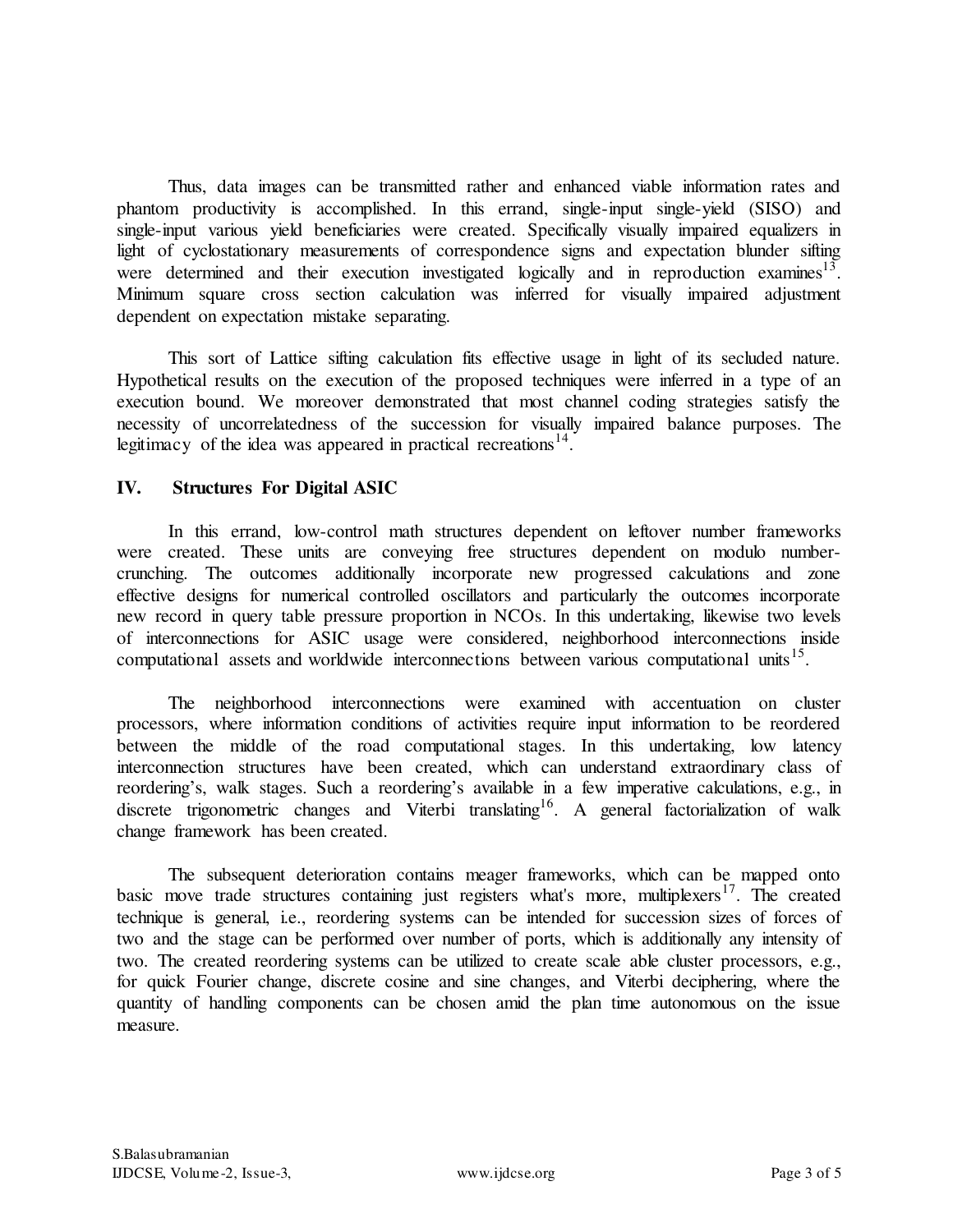Thus, data images can be transmitted rather and enhanced viable information rates and phantom productivity is accomplished. In this errand, single-input single-yield (SISO) and single-input various yield beneficiaries were created. Specifically visually impaired equalizers in light of cyclostationary measurements of correspondence signs and expectation blunder sifting were determined and their execution investigated logically and in reproduction examines[13]. Minimum square cross section calculation was inferred for visually impaired adjustment dependent on expectation mistake separating.

This sort of Lattice sifting calculation fits effective usage in light of its secluded nature. Hypothetical results on the execution of the proposed techniques were inferred in a type of an execution bound. We moreover demonstrated that most channel coding strategies satisfy the necessity of uncorrelatedness of the succession for visually impaired balance purposes. The legitimacy of the idea was appeared in practical recreations[14].

## IV. Structures For Digital ASIC

In this errand, low-control math structures dependent on leftover number frameworks were created. These units are conveying free structures dependent on modulo number-crunching. The outcomes additionally incorporate new progressed calculations and zone effective designs for numerical controlled oscillators and particularly the outcomes incorporate new record in query table pressure proportion in NCOs. In this undertaking, likewise two levels of interconnections for ASIC usage were considered, neighborhood interconnections inside computational assets and worldwide interconnections between various computational units[15].

The neighborhood interconnections were examined with accentuation on cluster processors, where information conditions of activities require input information to be reordered between the middle of the road computational stages. In this undertaking, low latency interconnection structures have been created, which can understand extraordinary class of reordering's, walk stages. Such a reordering's available in a few imperative calculations, e.g., in discrete trigonometric changes and Viterbi translating[16]. A general factorialization of walk change framework has been created.

The subsequent deterioration contains meager frameworks, which can be mapped onto basic move trade structures containing just registers what's more, multiplexers[17]. The created technique is general, i.e., reordering systems can be intended for succession sizes of forces of two and the stage can be performed over number of ports, which is additionally any intensity of two. The created reordering systems can be utilized to create scale able cluster processors, e.g., for quick Fourier change, discrete cosine and sine changes, and Viterbi deciphering, where the quantity of handling components can be chosen amid the plan time autonomous on the issue measure.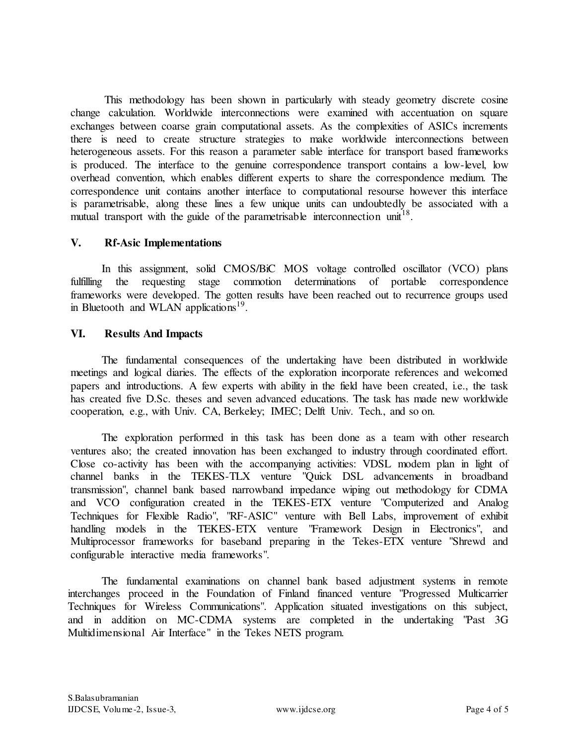This methodology has been shown in particularly with steady geometry discrete cosine change calculation. Worldwide interconnections were examined with accentuation on square exchanges between coarse grain computational assets. As the complexities of ASICs increments there is need to create structure strategies to make worldwide interconnections between heterogeneous assets. For this reason a parameter sable interface for transport based frameworks is produced. The interface to the genuine correspondence transport contains a low-level, low overhead convention, which enables different experts to share the correspondence medium. The correspondence unit contains another interface to computational resourse however this interface is parametrisable, along these lines a few unique units can undoubtedly be associated with a mutual transport with the guide of the parametrisable interconnection unit[18].

## V. Rf-Asic Implementations

In this assignment, solid CMOS/BiC MOS voltage controlled oscillator (VCO) plans fulfilling the requesting stage commotion determinations of portable correspondence frameworks were developed. The gotten results have been reached out to recurrence groups used in Bluetooth and WLAN applications[19].

## VI. Results And Impacts

The fundamental consequences of the undertaking have been distributed in worldwide meetings and logical diaries. The effects of the exploration incorporate references and welcomed papers and introductions. A few experts with ability in the field have been created, i.e., the task has created five D.Sc. theses and seven advanced educations. The task has made new worldwide cooperation, e.g., with Univ. CA, Berkeley; IMEC; Delft Univ. Tech., and so on.

The exploration performed in this task has been done as a team with other research ventures also; the created innovation has been exchanged to industry through coordinated effort. Close co-activity has been with the accompanying activities: VDSL modem plan in light of channel banks in the TEKES-TLX venture "Quick DSL advancements in broadband transmission", channel bank based narrowband impedance wiping out methodology for CDMA and VCO configuration created in the TEKES-ETX venture "Computerized and Analog Techniques for Flexible Radio", "RF-ASIC" venture with Bell Labs, improvement of exhibit handling models in the TEKES-ETX venture "Framework Design in Electronics", and Multiprocessor frameworks for baseband preparing in the Tekes-ETX venture "Shrewd and configurable interactive media frameworks".

The fundamental examinations on channel bank based adjustment systems in remote interchanges proceed in the Foundation of Finland financed venture "Progressed Multicarrier Techniques for Wireless Communications". Application situated investigations on this subject, and in addition on MC-CDMA systems are completed in the undertaking "Past 3G Multidimensional Air Interface" in the Tekes NETS program.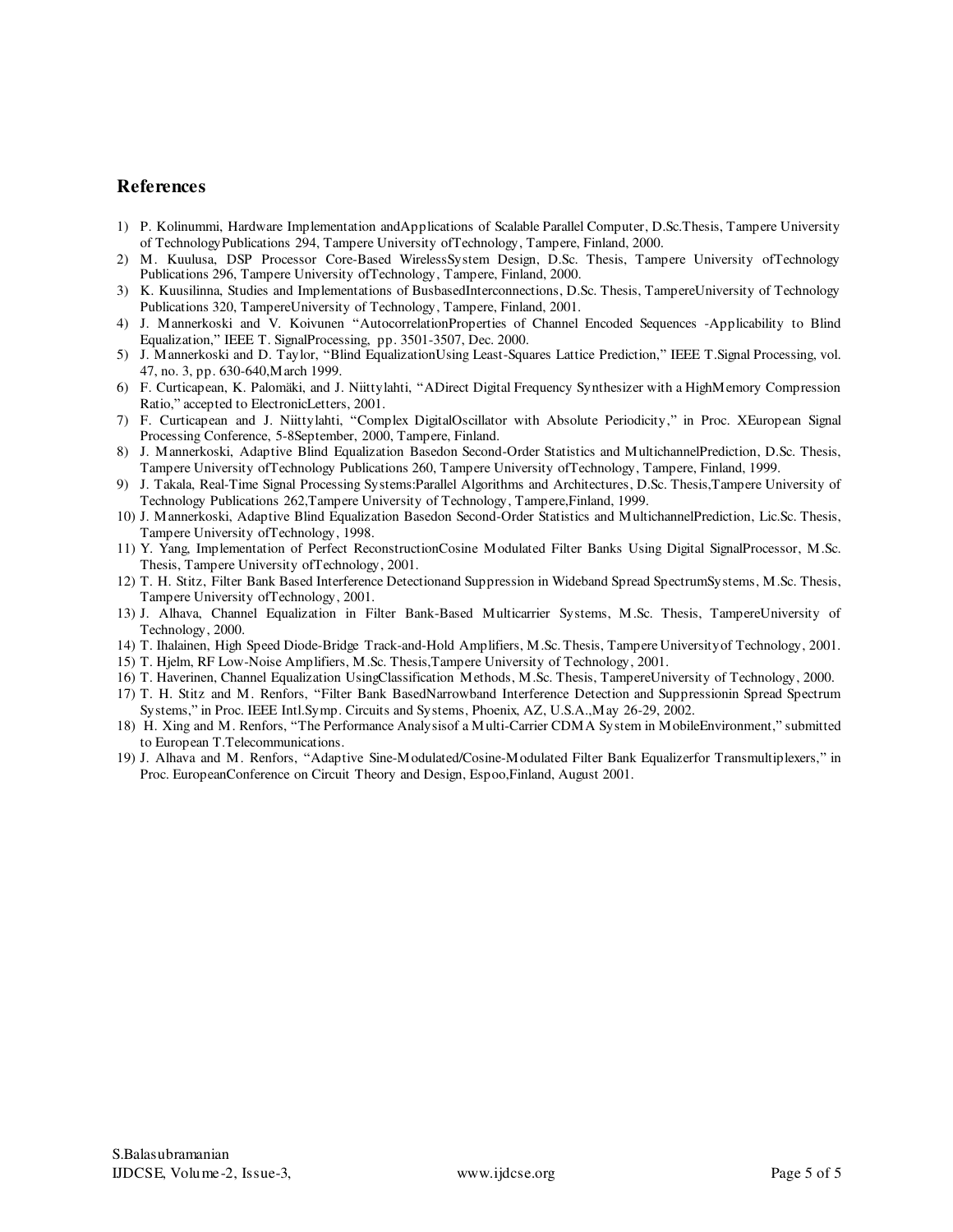## References

1) P. Kolinummi, Hardware Implementation andApplications of Scalable Parallel Computer, D.Sc.Thesis, Tampere University of TechnologyPublications 294, Tampere University ofTechnology, Tampere, Finland, 2000.
2) M. Kuulusa, DSP Processor Core-Based WirelessSystem Design, D.Sc. Thesis, Tampere University ofTechnology Publications 296, Tampere University ofTechnology, Tampere, Finland, 2000.
3) K. Kuusilinna, Studies and Implementations of BusbasedInterconnections, D.Sc. Thesis, TampereUniversity of Technology Publications 320, TampereUniversity of Technology, Tampere, Finland, 2001.
4) J. Mannerkoski and V. Koivunen "AutocorrelationProperties of Channel Encoded Sequences -Applicability to Blind Equalization," IEEE T. SignalProcessing, pp. 3501-3507, Dec. 2000.
5) J. Mannerkoski and D. Taylor, "Blind EqualizationUsing Least-Squares Lattice Prediction," IEEE T.Signal Processing, vol. 47, no. 3, pp. 630-640,March 1999.
6) F. Curticapean, K. Palomäki, and J. Niittylahti, "ADirect Digital Frequency Synthesizer with a HighMemory Compression Ratio," accepted to ElectronicLetters, 2001.
7) F. Curticapean and J. Niittylahti, "Complex DigitalOscillator with Absolute Periodicity," in Proc. XEuropean Signal Processing Conference, 5-8September, 2000, Tampere, Finland.
8) J. Mannerkoski, Adaptive Blind Equalization Basedon Second-Order Statistics and MultichannelPrediction, D.Sc. Thesis, Tampere University ofTechnology Publications 260, Tampere University ofTechnology, Tampere, Finland, 1999.
9) J. Takala, Real-Time Signal Processing Systems:Parallel Algorithms and Architectures, D.Sc. Thesis,Tampere University of Technology Publications 262,Tampere University of Technology, Tampere,Finland, 1999.
10) J. Mannerkoski, Adaptive Blind Equalization Basedon Second-Order Statistics and MultichannelPrediction, Lic.Sc. Thesis, Tampere University ofTechnology, 1998.
11) Y. Yang, Implementation of Perfect ReconstructionCosine Modulated Filter Banks Using Digital SignalProcessor, M.Sc. Thesis, Tampere University ofTechnology, 2001.
12) T. H. Stitz, Filter Bank Based Interference Detectionand Suppression in Wideband Spread SpectrumSystems, M.Sc. Thesis, Tampere University ofTechnology, 2001.
13) J. Alhava, Channel Equalization in Filter Bank-Based Multicarrier Systems, M.Sc. Thesis, TampereUniversity of Technology, 2000.
14) T. Ihalainen, High Speed Diode-Bridge Track-and-Hold Amplifiers, M.Sc. Thesis, Tampere Universityof Technology, 2001.
15) T. Hjelm, RF Low-Noise Amplifiers, M.Sc. Thesis,Tampere University of Technology, 2001.
16) T. Haverinen, Channel Equalization UsingClassification Methods, M.Sc. Thesis, TampereUniversity of Technology, 2000.
17) T. H. Stitz and M. Renfors, "Filter Bank BasedNarrowband Interference Detection and Suppressionin Spread Spectrum Systems," in Proc. IEEE Intl.Symp. Circuits and Systems, Phoenix, AZ, U.S.A.,May 26-29, 2002.
18) H. Xing and M. Renfors, "The Performance Analysisof a Multi-Carrier CDMA System in MobileEnvironment," submitted to European T.Telecommunications.
19) J. Alhava and M. Renfors, "Adaptive Sine-Modulated/Cosine-Modulated Filter Bank Equalizerfor Transmultiplexers," in Proc. EuropeanConference on Circuit Theory and Design, Espoo,Finland, August 2001.